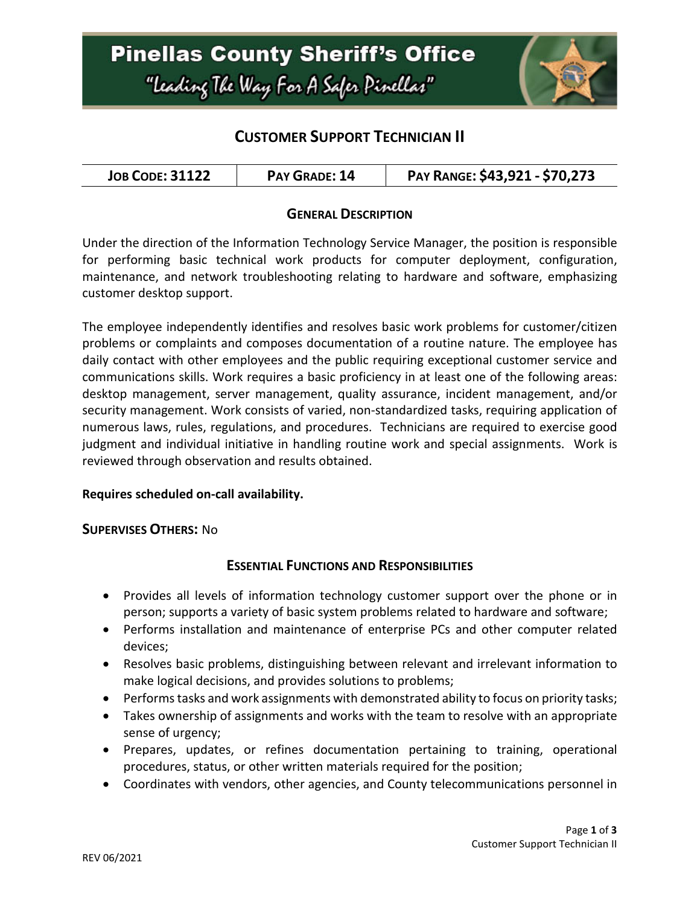# Pinellas County Sheriff's Office

"Leading The Way For A Safer Pinellas"

## CUSTOMER SUPPORT TECHNICIAN II

| JOB CODE: 31122 | PAY GRADE: 14 | PAY RANGE: $43,921 - $70,273 |
|---|---|---|

### GENERAL DESCRIPTION

Under the direction of the Information Technology Service Manager, the position is responsible for performing basic technical work products for computer deployment, configuration, maintenance, and network troubleshooting relating to hardware and software, emphasizing customer desktop support.

The employee independently identifies and resolves basic work problems for customer/citizen problems or complaints and composes documentation of a routine nature. The employee has daily contact with other employees and the public requiring exceptional customer service and communications skills. Work requires a basic proficiency in at least one of the following areas: desktop management, server management, quality assurance, incident management, and/or security management. Work consists of varied, non-standardized tasks, requiring application of numerous laws, rules, regulations, and procedures. Technicians are required to exercise good judgment and individual initiative in handling routine work and special assignments. Work is reviewed through observation and results obtained.

**Requires scheduled on-call availability.**

**SUPERVISES OTHERS:** No

### ESSENTIAL FUNCTIONS AND RESPONSIBILITIES

- Provides all levels of information technology customer support over the phone or in person; supports a variety of basic system problems related to hardware and software;
- Performs installation and maintenance of enterprise PCs and other computer related devices;
- Resolves basic problems, distinguishing between relevant and irrelevant information to make logical decisions, and provides solutions to problems;
- Performs tasks and work assignments with demonstrated ability to focus on priority tasks;
- Takes ownership of assignments and works with the team to resolve with an appropriate sense of urgency;
- Prepares, updates, or refines documentation pertaining to training, operational procedures, status, or other written materials required for the position;
- Coordinates with vendors, other agencies, and County telecommunications personnel in

REV 06/2021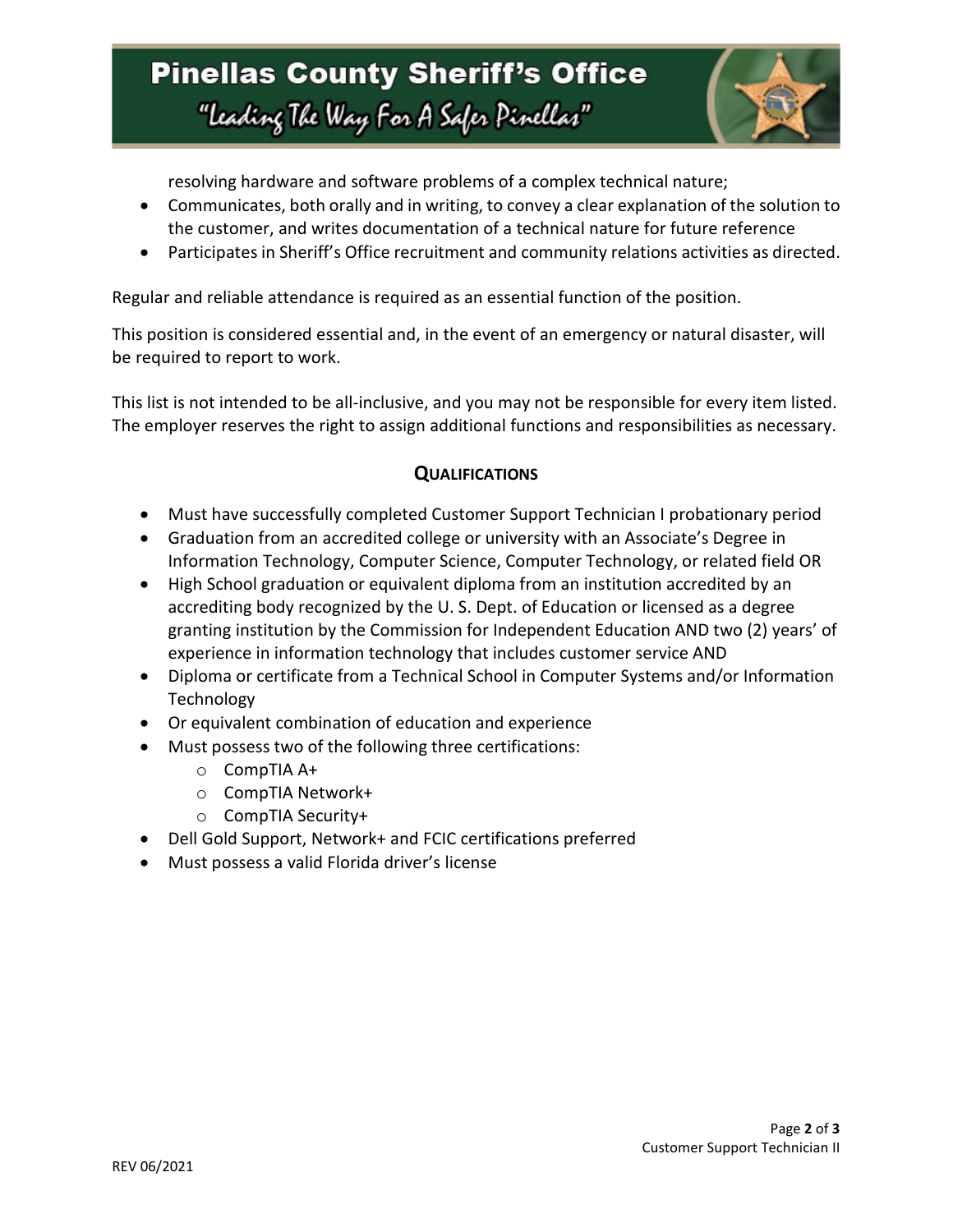resolving hardware and software problems of a complex technical nature;

- Communicates, both orally and in writing, to convey a clear explanation of the solution to the customer, and writes documentation of a technical nature for future reference
- Participates in Sheriff's Office recruitment and community relations activities as directed.

Regular and reliable attendance is required as an essential function of the position.

This position is considered essential and, in the event of an emergency or natural disaster, will be required to report to work.

This list is not intended to be all-inclusive, and you may not be responsible for every item listed. The employer reserves the right to assign additional functions and responsibilities as necessary.

## QUALIFICATIONS

- Must have successfully completed Customer Support Technician I probationary period
- Graduation from an accredited college or university with an Associate's Degree in Information Technology, Computer Science, Computer Technology, or related field OR
- High School graduation or equivalent diploma from an institution accredited by an accrediting body recognized by the U. S. Dept. of Education or licensed as a degree granting institution by the Commission for Independent Education AND two (2) years' of experience in information technology that includes customer service AND
- Diploma or certificate from a Technical School in Computer Systems and/or Information Technology
- Or equivalent combination of education and experience
- Must possess two of the following three certifications:
  - CompTIA A+
  - CompTIA Network+
  - CompTIA Security+
- Dell Gold Support, Network+ and FCIC certifications preferred
- Must possess a valid Florida driver's license

REV 06/2021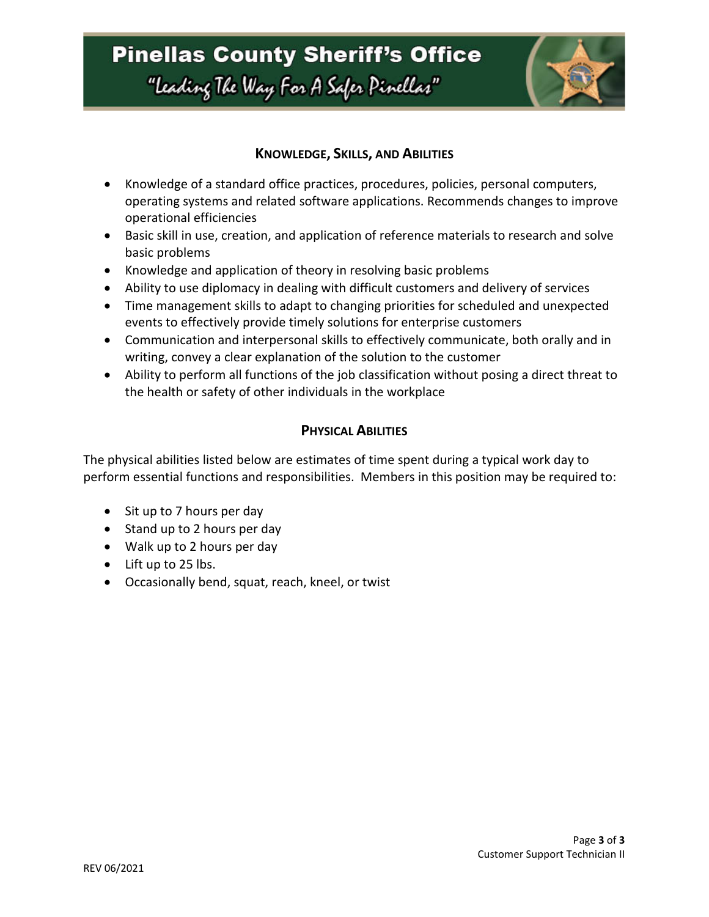## Knowledge, Skills, and Abilities

- Knowledge of a standard office practices, procedures, policies, personal computers, operating systems and related software applications. Recommends changes to improve operational efficiencies
- Basic skill in use, creation, and application of reference materials to research and solve basic problems
- Knowledge and application of theory in resolving basic problems
- Ability to use diplomacy in dealing with difficult customers and delivery of services
- Time management skills to adapt to changing priorities for scheduled and unexpected events to effectively provide timely solutions for enterprise customers
- Communication and interpersonal skills to effectively communicate, both orally and in writing, convey a clear explanation of the solution to the customer
- Ability to perform all functions of the job classification without posing a direct threat to the health or safety of other individuals in the workplace

## Physical Abilities

The physical abilities listed below are estimates of time spent during a typical work day to perform essential functions and responsibilities. Members in this position may be required to:

- Sit up to 7 hours per day
- Stand up to 2 hours per day
- Walk up to 2 hours per day
- Lift up to 25 lbs.
- Occasionally bend, squat, reach, kneel, or twist